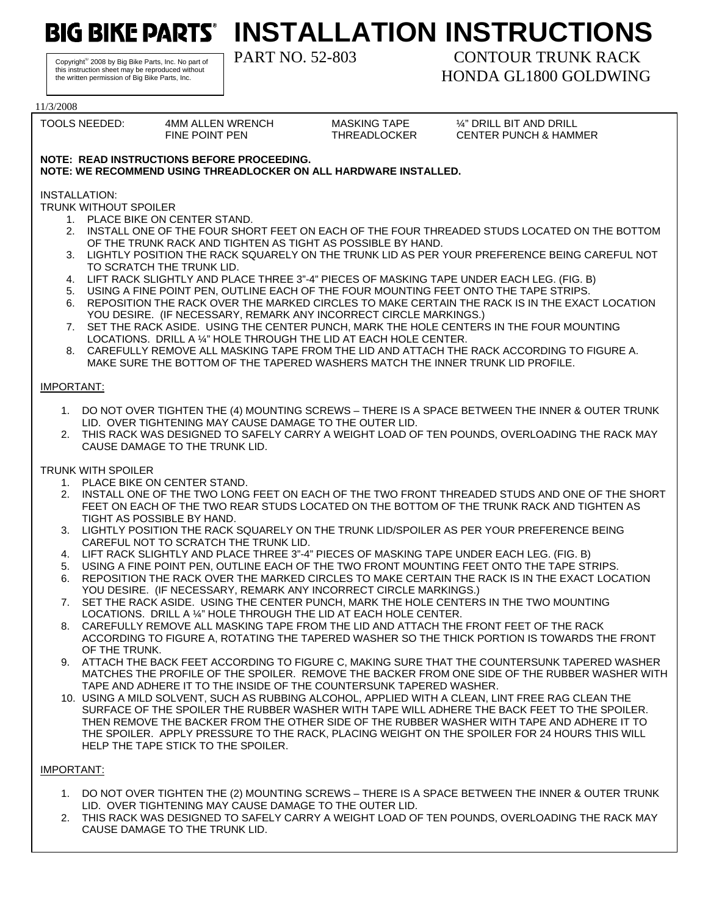# BIG BIKE PARTS® INSTALLATION INSTRUCTIONS

Copyright© 2008 by Big Bike Parts, Inc. No part of this instruction sheet may be reproduced without the written permission of Big Bike Parts, Inc.

## PART NO. 52-803 CONTOUR TRUNK RACK HONDA GL1800 GOLDWING

11/3/2008

| TOOLS NEEDED: | 4MM ALLEN WRENCH | MASKING TAPE | ¼" DRILL BIT AND DRILL |
|---|---|---|---|
| | FINE POINT PEN | THREADLOCKER | CENTER PUNCH & HAMMER |

**NOTE: READ INSTRUCTIONS BEFORE PROCEEDING.**
**NOTE: WE RECOMMEND USING THREADLOCKER ON ALL HARDWARE INSTALLED.**

INSTALLATION:

TRUNK WITHOUT SPOILER

1. PLACE BIKE ON CENTER STAND.
2. INSTALL ONE OF THE FOUR SHORT FEET ON EACH OF THE FOUR THREADED STUDS LOCATED ON THE BOTTOM OF THE TRUNK RACK AND TIGHTEN AS TIGHT AS POSSIBLE BY HAND.
3. LIGHTLY POSITION THE RACK SQUARELY ON THE TRUNK LID AS PER YOUR PREFERENCE BEING CAREFUL NOT TO SCRATCH THE TRUNK LID.
4. LIFT RACK SLIGHTLY AND PLACE THREE 3"-4" PIECES OF MASKING TAPE UNDER EACH LEG. (FIG. B)
5. USING A FINE POINT PEN, OUTLINE EACH OF THE FOUR MOUNTING FEET ONTO THE TAPE STRIPS.
6. REPOSITION THE RACK OVER THE MARKED CIRCLES TO MAKE CERTAIN THE RACK IS IN THE EXACT LOCATION YOU DESIRE. (IF NECESSARY, REMARK ANY INCORRECT CIRCLE MARKINGS.)
7. SET THE RACK ASIDE. USING THE CENTER PUNCH, MARK THE HOLE CENTERS IN THE FOUR MOUNTING LOCATIONS. DRILL A ¼" HOLE THROUGH THE LID AT EACH HOLE CENTER.
8. CAREFULLY REMOVE ALL MASKING TAPE FROM THE LID AND ATTACH THE RACK ACCORDING TO FIGURE A. MAKE SURE THE BOTTOM OF THE TAPERED WASHERS MATCH THE INNER TRUNK LID PROFILE.

IMPORTANT:

1. DO NOT OVER TIGHTEN THE (4) MOUNTING SCREWS – THERE IS A SPACE BETWEEN THE INNER & OUTER TRUNK LID. OVER TIGHTENING MAY CAUSE DAMAGE TO THE OUTER LID.
2. THIS RACK WAS DESIGNED TO SAFELY CARRY A WEIGHT LOAD OF TEN POUNDS, OVERLOADING THE RACK MAY CAUSE DAMAGE TO THE TRUNK LID.

TRUNK WITH SPOILER

1. PLACE BIKE ON CENTER STAND.
2. INSTALL ONE OF THE TWO LONG FEET ON EACH OF THE TWO FRONT THREADED STUDS AND ONE OF THE SHORT FEET ON EACH OF THE TWO REAR STUDS LOCATED ON THE BOTTOM OF THE TRUNK RACK AND TIGHTEN AS TIGHT AS POSSIBLE BY HAND.
3. LIGHTLY POSITION THE RACK SQUARELY ON THE TRUNK LID/SPOILER AS PER YOUR PREFERENCE BEING CAREFUL NOT TO SCRATCH THE TRUNK LID.
4. LIFT RACK SLIGHTLY AND PLACE THREE 3"-4" PIECES OF MASKING TAPE UNDER EACH LEG. (FIG. B)
5. USING A FINE POINT PEN, OUTLINE EACH OF THE TWO FRONT MOUNTING FEET ONTO THE TAPE STRIPS.
6. REPOSITION THE RACK OVER THE MARKED CIRCLES TO MAKE CERTAIN THE RACK IS IN THE EXACT LOCATION YOU DESIRE. (IF NECESSARY, REMARK ANY INCORRECT CIRCLE MARKINGS.)
7. SET THE RACK ASIDE. USING THE CENTER PUNCH, MARK THE HOLE CENTERS IN THE TWO MOUNTING LOCATIONS. DRILL A ¼" HOLE THROUGH THE LID AT EACH HOLE CENTER.
8. CAREFULLY REMOVE ALL MASKING TAPE FROM THE LID AND ATTACH THE FRONT FEET OF THE RACK ACCORDING TO FIGURE A, ROTATING THE TAPERED WASHER SO THE THICK PORTION IS TOWARDS THE FRONT OF THE TRUNK.
9. ATTACH THE BACK FEET ACCORDING TO FIGURE C, MAKING SURE THAT THE COUNTERSUNK TAPERED WASHER MATCHES THE PROFILE OF THE SPOILER. REMOVE THE BACKER FROM ONE SIDE OF THE RUBBER WASHER WITH TAPE AND ADHERE IT TO THE INSIDE OF THE COUNTERSUNK TAPERED WASHER.
10. USING A MILD SOLVENT, SUCH AS RUBBING ALCOHOL, APPLIED WITH A CLEAN, LINT FREE RAG CLEAN THE SURFACE OF THE SPOILER THE RUBBER WASHER WITH TAPE WILL ADHERE THE BACK FEET TO THE SPOILER. THEN REMOVE THE BACKER FROM THE OTHER SIDE OF THE RUBBER WASHER WITH TAPE AND ADHERE IT TO THE SPOILER. APPLY PRESSURE TO THE RACK, PLACING WEIGHT ON THE SPOILER FOR 24 HOURS THIS WILL HELP THE TAPE STICK TO THE SPOILER.

IMPORTANT:

1. DO NOT OVER TIGHTEN THE (2) MOUNTING SCREWS – THERE IS A SPACE BETWEEN THE INNER & OUTER TRUNK LID. OVER TIGHTENING MAY CAUSE DAMAGE TO THE OUTER LID.
2. THIS RACK WAS DESIGNED TO SAFELY CARRY A WEIGHT LOAD OF TEN POUNDS, OVERLOADING THE RACK MAY CAUSE DAMAGE TO THE TRUNK LID.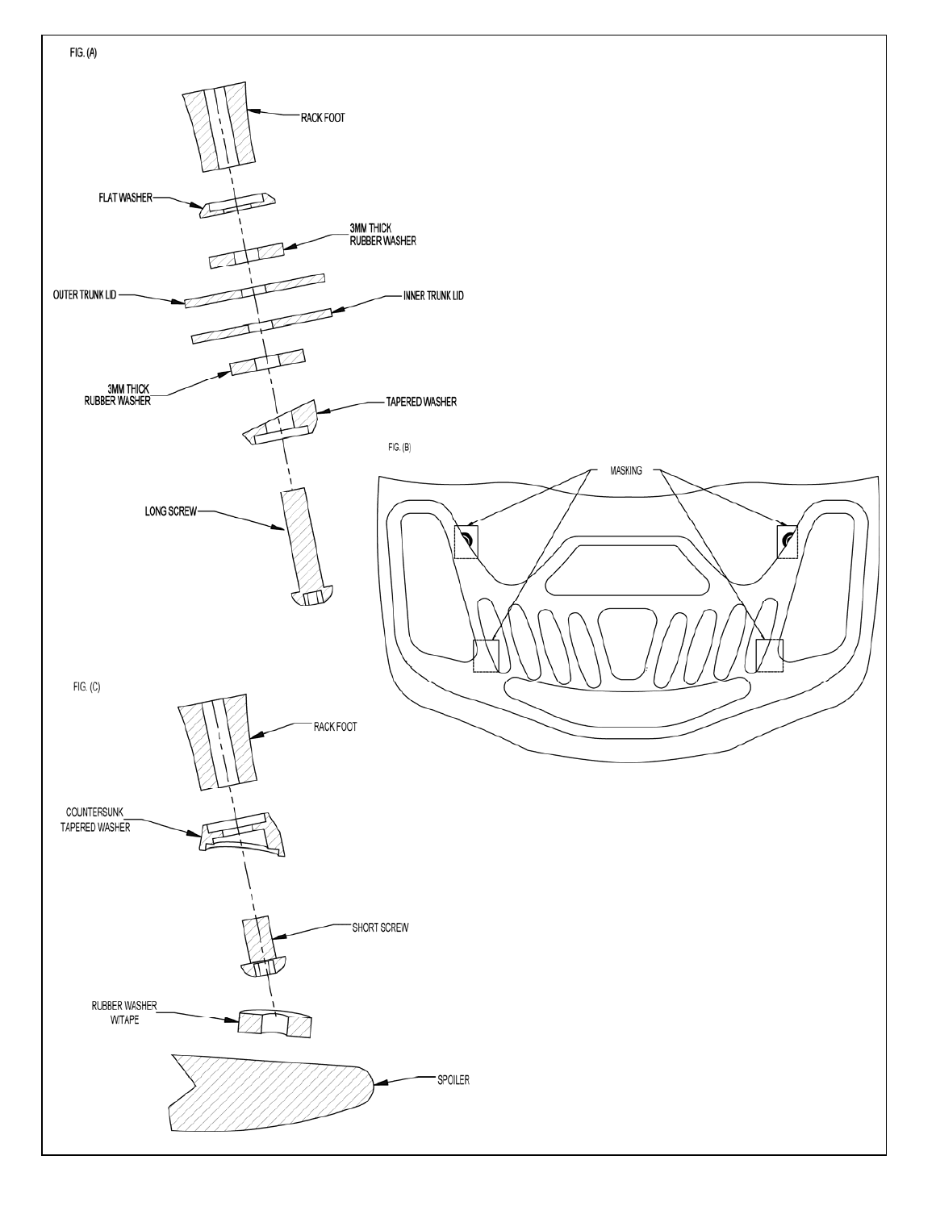FIG. (A)

RACK FOOT

FLAT WASHER

3MM THICK RUBBER WASHER

OUTER TRUNK LID

INNER TRUNK LID

3MM THICK RUBBER WASHER

TAPERED WASHER

LONG SCREW

FIG. (B)

MASKING

FIG. (C)

RACK FOOT

COUNTERSUNK TAPERED WASHER

SHORT SCREW

RUBBER WASHER W/TAPE

SPOILER